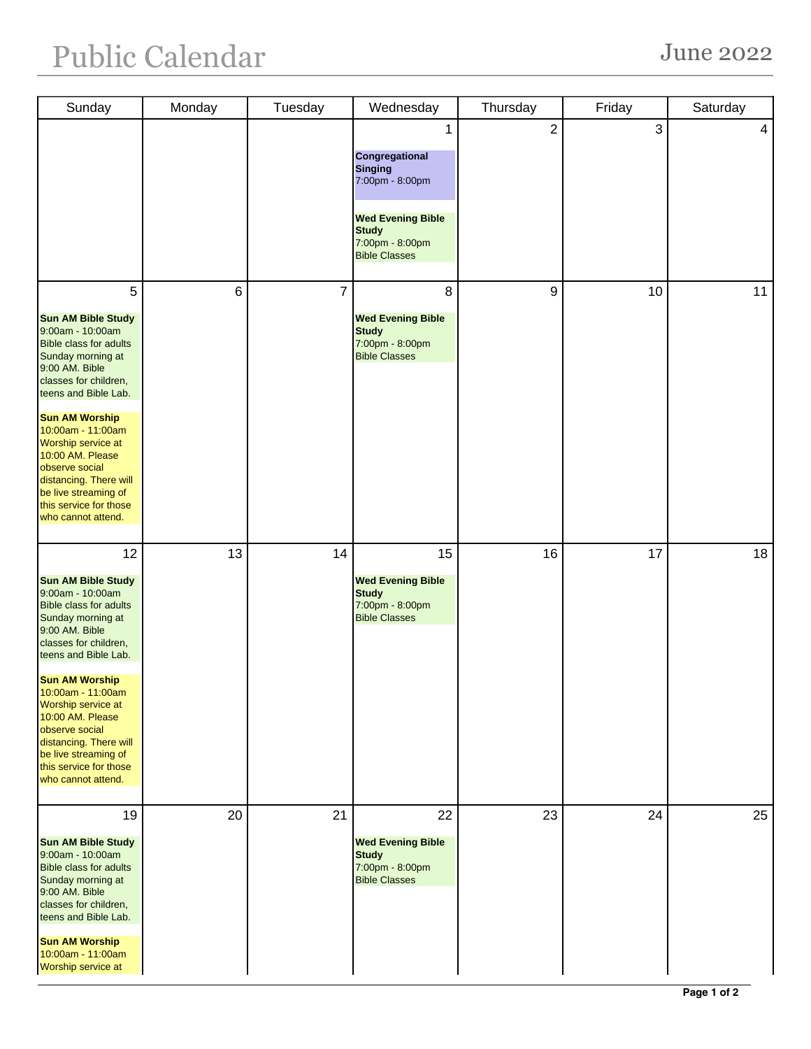# Public Calendar

## June 2022

| Sunday | Monday | Tuesday | Wednesday | Thursday | Friday | Saturday |
|---|---|---|---|---|---|---|
| | | | 1<br><br>**Congregational Singing**<br>7:00pm - 8:00pm<br><br>**Wed Evening Bible Study**<br>7:00pm - 8:00pm<br>Bible Classes | 2 | 3 | 4 |
| 5<br><br>**Sun AM Bible Study**<br>9:00am - 10:00am<br>Bible class for adults Sunday morning at 9:00 AM. Bible classes for children, teens and Bible Lab.<br><br>**Sun AM Worship**<br>10:00am - 11:00am<br>Worship service at 10:00 AM. Please observe social distancing. There will be live streaming of this service for those who cannot attend. | 6 | 7 | 8<br><br>**Wed Evening Bible Study**<br>7:00pm - 8:00pm<br>Bible Classes | 9 | 10 | 11 |
| 12<br><br>**Sun AM Bible Study**<br>9:00am - 10:00am<br>Bible class for adults Sunday morning at 9:00 AM. Bible classes for children, teens and Bible Lab.<br><br>**Sun AM Worship**<br>10:00am - 11:00am<br>Worship service at 10:00 AM. Please observe social distancing. There will be live streaming of this service for those who cannot attend. | 13 | 14 | 15<br><br>**Wed Evening Bible Study**<br>7:00pm - 8:00pm<br>Bible Classes | 16 | 17 | 18 |
| 19<br><br>**Sun AM Bible Study**<br>9:00am - 10:00am<br>Bible class for adults Sunday morning at 9:00 AM. Bible classes for children, teens and Bible Lab.<br><br>**Sun AM Worship**<br>10:00am - 11:00am<br>Worship service at | 20 | 21 | 22<br><br>**Wed Evening Bible Study**<br>7:00pm - 8:00pm<br>Bible Classes | 23 | 24 | 25 |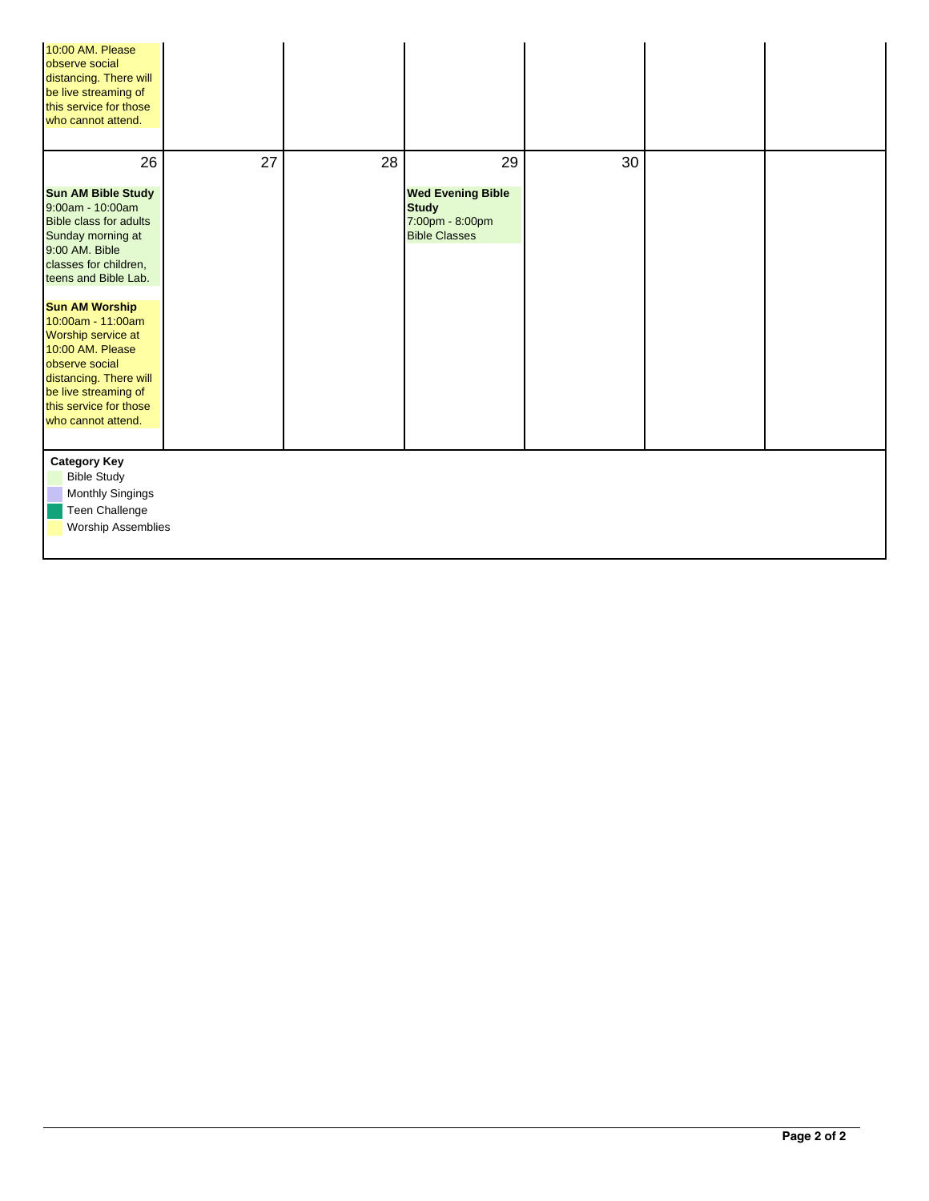| | | | | | | |
|---|---|---|---|---|---|---|
| 10:00 AM. Please observe social distancing. There will be live streaming of this service for those who cannot attend. | | | | | | |
| 26<br><br>**Sun AM Bible Study**<br>9:00am - 10:00am<br>Bible class for adults Sunday morning at 9:00 AM. Bible classes for children, teens and Bible Lab.<br><br>**Sun AM Worship**<br>10:00am - 11:00am<br>Worship service at 10:00 AM. Please observe social distancing. There will be live streaming of this service for those who cannot attend. | 27 | 28 | 29<br><br>**Wed Evening Bible Study**<br>7:00pm - 8:00pm<br>Bible Classes | 30 | | |

**Category Key**

- Bible Study
- Monthly Singings
- Teen Challenge
- Worship Assemblies